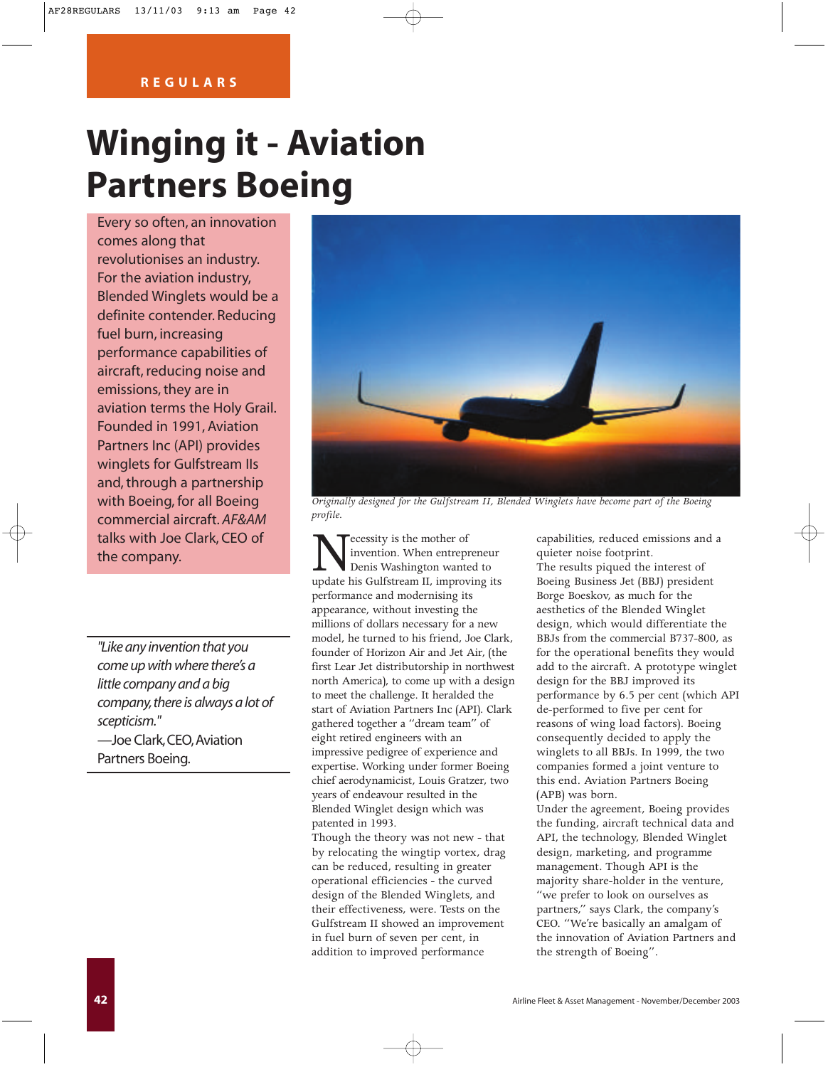REGULARS

# Winging it - Aviation Partners Boeing

Every so often, an innovation comes along that revolutionises an industry. For the aviation industry, Blended Winglets would be a definite contender. Reducing fuel burn, increasing performance capabilities of aircraft, reducing noise and emissions, they are in aviation terms the Holy Grail. Founded in 1991, Aviation Partners Inc (API) provides winglets for Gulfstream IIs and, through a partnership with Boeing, for all Boeing commercial aircraft. *AF&AM* talks with Joe Clark, CEO of the company.

*Originally designed for the Gulfstream II, Blended Winglets have become part of the Boeing profile.*

Necessity is the mother of invention. When entrepreneur Denis Washington wanted to update his Gulfstream II, improving its performance and modernising its appearance, without investing the millions of dollars necessary for a new model, he turned to his friend, Joe Clark, founder of Horizon Air and Jet Air, (the first Lear Jet distributorship in northwest north America), to come up with a design to meet the challenge. It heralded the start of Aviation Partners Inc (API). Clark gathered together a "dream team" of eight retired engineers with an impressive pedigree of experience and expertise. Working under former Boeing chief aerodynamicist, Louis Gratzer, two years of endeavour resulted in the Blended Winglet design which was patented in 1993.

Though the theory was not new - that by relocating the wingtip vortex, drag can be reduced, resulting in greater operational efficiencies - the curved design of the Blended Winglets, and their effectiveness, were. Tests on the Gulfstream II showed an improvement in fuel burn of seven per cent, in addition to improved performance capabilities, reduced emissions and a quieter noise footprint.

The results piqued the interest of Boeing Business Jet (BBJ) president Borge Boeskov, as much for the aesthetics of the Blended Winglet design, which would differentiate the BBJs from the commercial B737-800, as for the operational benefits they would add to the aircraft. A prototype winglet design for the BBJ improved its performance by 6.5 per cent (which API de-performed to five per cent for reasons of wing load factors). Boeing consequently decided to apply the winglets to all BBJs. In 1999, the two companies formed a joint venture to this end. Aviation Partners Boeing (APB) was born.

Under the agreement, Boeing provides the funding, aircraft technical data and API, the technology, Blended Winglet design, marketing, and programme management. Though API is the majority share-holder in the venture, "we prefer to look on ourselves as partners," says Clark, the company's CEO. "We're basically an amalgam of the innovation of Aviation Partners and the strength of Boeing".

> *"Like any invention that you come up with where there's a little company and a big company, there is always a lot of scepticism."*
> —Joe Clark, CEO, Aviation Partners Boeing.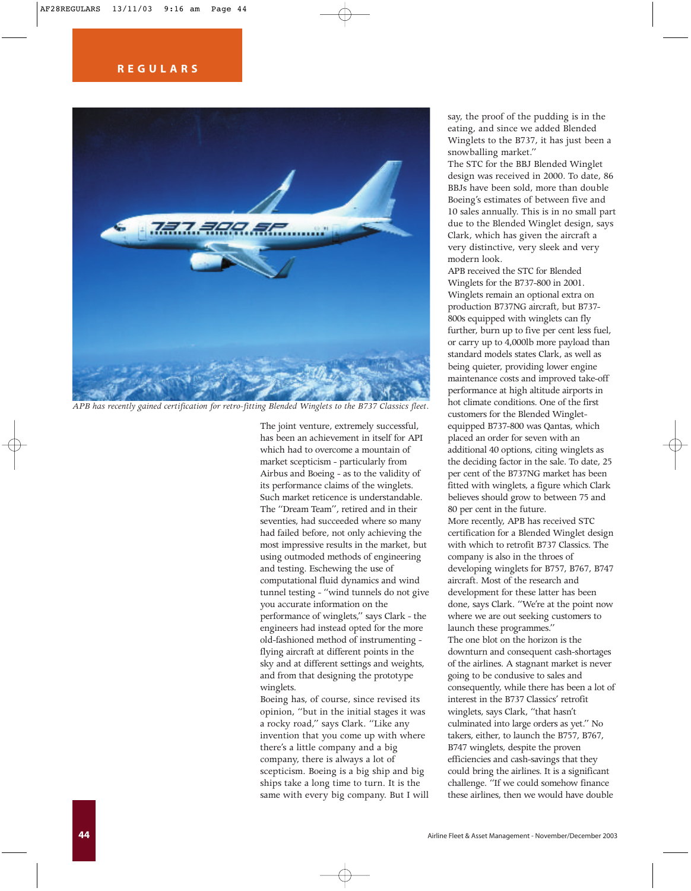APB has recently gained certification for retro-fitting Blended Winglets to the B737 Classics fleet.

The joint venture, extremely successful, has been an achievement in itself for API which had to overcome a mountain of market scepticism - particularly from Airbus and Boeing - as to the validity of its performance claims of the winglets.

Such market reticence is understandable. The "Dream Team", retired and in their seventies, had succeeded where so many had failed before, not only achieving the most impressive results in the market, but using outmoded methods of engineering and testing. Eschewing the use of computational fluid dynamics and wind tunnel testing - "wind tunnels do not give you accurate information on the performance of winglets," says Clark - the engineers had instead opted for the more old-fashioned method of instrumenting - flying aircraft at different points in the sky and at different settings and weights, and from that designing the prototype winglets.

Boeing has, of course, since revised its opinion, "but in the initial stages it was a rocky road," says Clark. "Like any invention that you come up with where there's a little company and a big company, there is always a lot of scepticism. Boeing is a big ship and big ships take a long time to turn. It is the same with every big company. But I will say, the proof of the pudding is in the eating, and since we added Blended Winglets to the B737, it has just been a snowballing market."

The STC for the BBJ Blended Winglet design was received in 2000. To date, 86 BBJs have been sold, more than double Boeing's estimates of between five and 10 sales annually. This is in no small part due to the Blended Winglet design, says Clark, which has given the aircraft a very distinctive, very sleek and very modern look.

APB received the STC for Blended Winglets for the B737-800 in 2001. Winglets remain an optional extra on production B737NG aircraft, but B737-800s equipped with winglets can fly further, burn up to five per cent less fuel, or carry up to 4,000lb more payload than standard models states Clark, as well as being quieter, providing lower engine maintenance costs and improved take-off performance at high altitude airports in hot climate conditions. One of the first customers for the Blended Winglet-equipped B737-800 was Qantas, which placed an order for seven with an additional 40 options, citing winglets as the deciding factor in the sale. To date, 25 per cent of the B737NG market has been fitted with winglets, a figure which Clark believes should grow to between 75 and 80 per cent in the future.

More recently, APB has received STC certification for a Blended Winglet design with which to retrofit B737 Classics. The company is also in the throes of developing winglets for B757, B767, B747 aircraft. Most of the research and development for these latter has been done, says Clark. "We're at the point now where we are out seeking customers to launch these programmes."

The one blot on the horizon is the downturn and consequent cash-shortages of the airlines. A stagnant market is never going to be condusive to sales and consequently, while there has been a lot of interest in the B737 Classics' retrofit winglets, says Clark, "that hasn't culminated into large orders as yet." No takers, either, to launch the B757, B767, B747 winglets, despite the proven efficiencies and cash-savings that they could bring the airlines. It is a significant challenge. "If we could somehow finance these airlines, then we would have double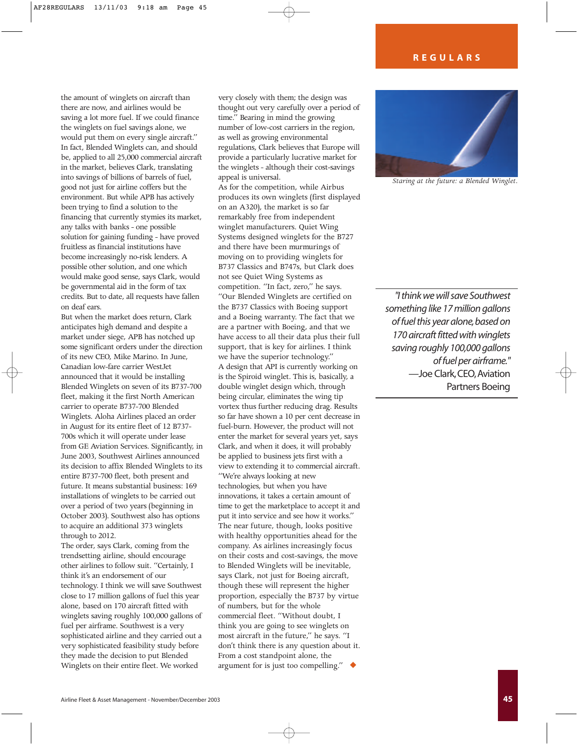the amount of winglets on aircraft than there are now, and airlines would be saving a lot more fuel. If we could finance the winglets on fuel savings alone, we would put them on every single aircraft." In fact, Blended Winglets can, and should be, applied to all 25,000 commercial aircraft in the market, believes Clark, translating into savings of billions of barrels of fuel, good not just for airline coffers but the environment. But while APB has actively been trying to find a solution to the financing that currently stymies its market, any talks with banks - one possible solution for gaining funding - have proved fruitless as financial institutions have become increasingly no-risk lenders. A possible other solution, and one which would make good sense, says Clark, would be governmental aid in the form of tax credits. But to date, all requests have fallen on deaf ears.

But when the market does return, Clark anticipates high demand and despite a market under siege, APB has notched up some significant orders under the direction of its new CEO, Mike Marino. In June, Canadian low-fare carrier WestJet announced that it would be installing Blended Winglets on seven of its B737-700 fleet, making it the first North American carrier to operate B737-700 Blended Winglets. Aloha Airlines placed an order in August for its entire fleet of 12 B737-700s which it will operate under lease from GE Aviation Services. Significantly, in June 2003, Southwest Airlines announced its decision to affix Blended Winglets to its entire B737-700 fleet, both present and future. It means substantial business: 169 installations of winglets to be carried out over a period of two years (beginning in October 2003). Southwest also has options to acquire an additional 373 winglets through to 2012.

The order, says Clark, coming from the trendsetting airline, should encourage other airlines to follow suit. "Certainly, I think it's an endorsement of our technology. I think we will save Southwest close to 17 million gallons of fuel this year alone, based on 170 aircraft fitted with winglets saving roughly 100,000 gallons of fuel per airframe. Southwest is a very sophisticated airline and they carried out a very sophisticated feasibility study before they made the decision to put Blended Winglets on their entire fleet. We worked very closely with them; the design was thought out very carefully over a period of time." Bearing in mind the growing number of low-cost carriers in the region, as well as growing environmental regulations, Clark believes that Europe will provide a particularly lucrative market for the winglets - although their cost-savings appeal is universal.

As for the competition, while Airbus produces its own winglets (first displayed on an A320), the market is so far remarkably free from independent winglet manufacturers. Quiet Wing Systems designed winglets for the B727 and there have been murmurings of moving on to providing winglets for B737 Classics and B747s, but Clark does not see Quiet Wing Systems as competition. "In fact, zero," he says. "Our Blended Winglets are certified on the B737 Classics with Boeing support and a Boeing warranty. The fact that we are a partner with Boeing, and that we have access to all their data plus their full support, that is key for airlines. I think we have the superior technology."

A design that API is currently working on is the Spiroid winglet. This is, basically, a double winglet design which, through being circular, eliminates the wing tip vortex thus further reducing drag. Results so far have shown a 10 per cent decrease in fuel-burn. However, the product will not enter the market for several years yet, says Clark, and when it does, it will probably be applied to business jets first with a view to extending it to commercial aircraft. "We're always looking at new technologies, but when you have innovations, it takes a certain amount of time to get the marketplace to accept it and put it into service and see how it works."

The near future, though, looks positive with healthy opportunities ahead for the company. As airlines increasingly focus on their costs and cost-savings, the move to Blended Winglets will be inevitable, says Clark, not just for Boeing aircraft, though these will represent the higher proportion, especially the B737 by virtue of numbers, but for the whole commercial fleet. "Without doubt, I think you are going to see winglets on most aircraft in the future," he says. "I don't think there is any question about it. From a cost standpoint alone, the argument for is just too compelling." ◆

*Staring at the future: a Blended Winglet.*

> *"I think we will save Southwest something like 17 million gallons of fuel this year alone, based on 170 aircraft fitted with winglets saving roughly 100,000 gallons of fuel per airframe."*
> —Joe Clark, CEO, Aviation Partners Boeing